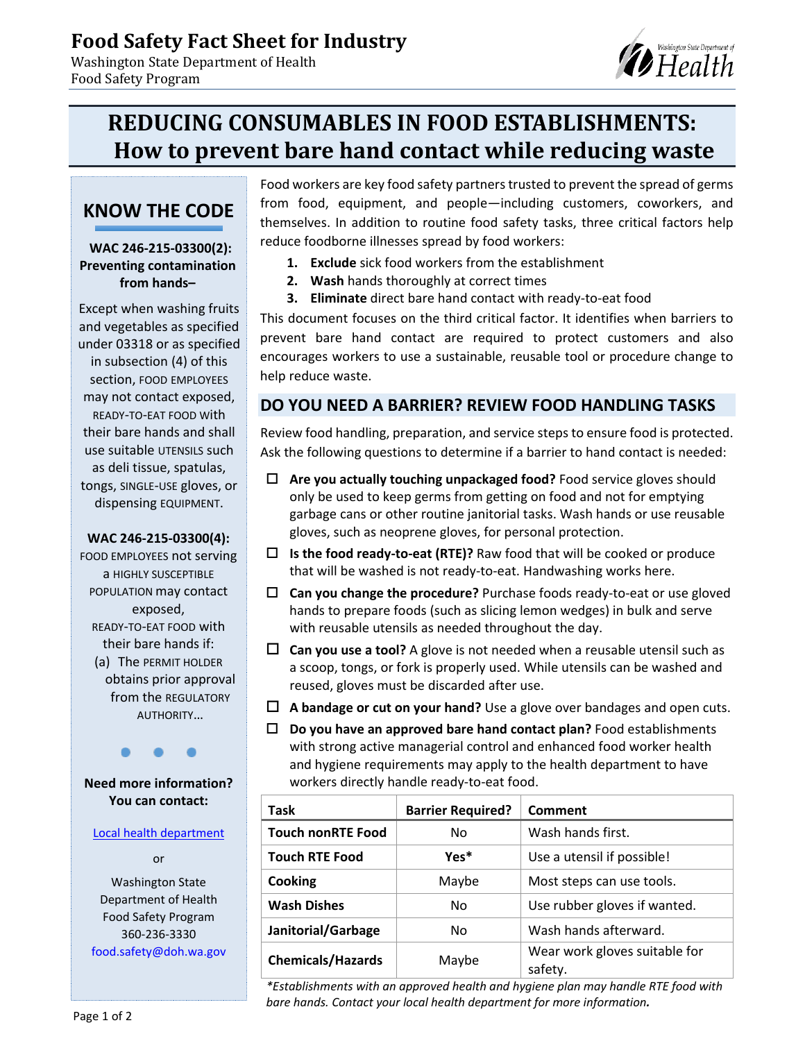Food Safety Fact Sheet for Industry
Washington State Department of Health
Food Safety Program

# REDUCING CONSUMABLES IN FOOD ESTABLISHMENTS: How to prevent bare hand contact while reducing waste

## KNOW THE CODE

**WAC 246-215-03300(2): Preventing contamination from hands–**

Except when washing fruits and vegetables as specified under 03318 or as specified in subsection (4) of this section, FOOD EMPLOYEES may not contact exposed, READY-TO-EAT FOOD with their bare hands and shall use suitable UTENSILS such as deli tissue, spatulas, tongs, SINGLE-USE gloves, or dispensing EQUIPMENT.

**WAC 246-215-03300(4):**

FOOD EMPLOYEES not serving a HIGHLY SUSCEPTIBLE POPULATION may contact exposed, READY-TO-EAT FOOD with their bare hands if:

(a) The PERMIT HOLDER obtains prior approval from the REGULATORY AUTHORITY…

• • •

**Need more information? You can contact:**

Local health department

or

Washington State Department of Health Food Safety Program
360-236-3330
food.safety@doh.wa.gov

Food workers are key food safety partners trusted to prevent the spread of germs from food, equipment, and people—including customers, coworkers, and themselves. In addition to routine food safety tasks, three critical factors help reduce foodborne illnesses spread by food workers:

1. **Exclude** sick food workers from the establishment
2. **Wash** hands thoroughly at correct times
3. **Eliminate** direct bare hand contact with ready-to-eat food

This document focuses on the third critical factor. It identifies when barriers to prevent bare hand contact are required to protect customers and also encourages workers to use a sustainable, reusable tool or procedure change to help reduce waste.

## DO YOU NEED A BARRIER? REVIEW FOOD HANDLING TASKS

Review food handling, preparation, and service steps to ensure food is protected. Ask the following questions to determine if a barrier to hand contact is needed:

- ☐ **Are you actually touching unpackaged food?** Food service gloves should only be used to keep germs from getting on food and not for emptying garbage cans or other routine janitorial tasks. Wash hands or use reusable gloves, such as neoprene gloves, for personal protection.
- ☐ **Is the food ready-to-eat (RTE)?** Raw food that will be cooked or produce that will be washed is not ready-to-eat. Handwashing works here.
- ☐ **Can you change the procedure?** Purchase foods ready-to-eat or use gloved hands to prepare foods (such as slicing lemon wedges) in bulk and serve with reusable utensils as needed throughout the day.
- ☐ **Can you use a tool?** A glove is not needed when a reusable utensil such as a scoop, tongs, or fork is properly used. While utensils can be washed and reused, gloves must be discarded after use.
- ☐ **A bandage or cut on your hand?** Use a glove over bandages and open cuts.
- ☐ **Do you have an approved bare hand contact plan?** Food establishments with strong active managerial control and enhanced food worker health and hygiene requirements may apply to the health department to have workers directly handle ready-to-eat food.

| Task | Barrier Required? | Comment |
|---|---|---|
| **Touch nonRTE Food** | No | Wash hands first. |
| **Touch RTE Food** | **Yes*** | Use a utensil if possible! |
| **Cooking** | Maybe | Most steps can use tools. |
| **Wash Dishes** | No | Use rubber gloves if wanted. |
| **Janitorial/Garbage** | No | Wash hands afterward. |
| **Chemicals/Hazards** | Maybe | Wear work gloves suitable for safety. |

*\*Establishments with an approved health and hygiene plan may handle RTE food with bare hands. Contact your local health department for more information.*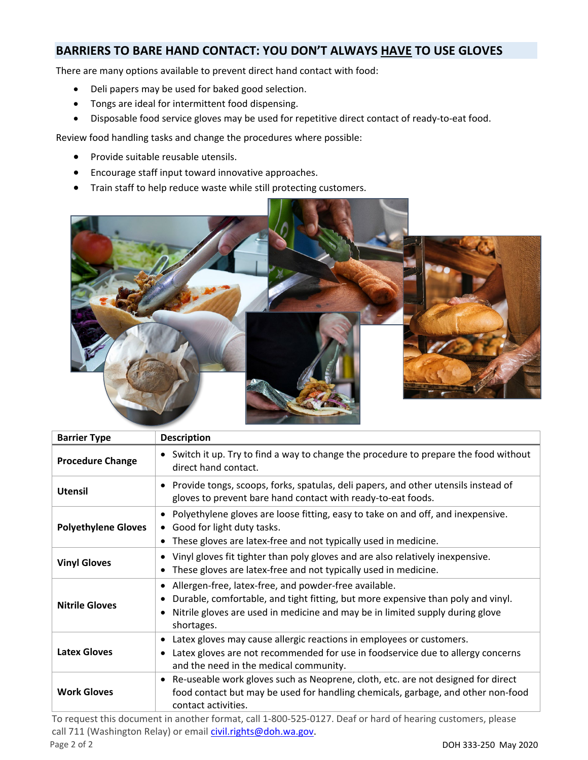## BARRIERS TO BARE HAND CONTACT: YOU DON'T ALWAYS HAVE TO USE GLOVES

There are many options available to prevent direct hand contact with food:

- Deli papers may be used for baked good selection.
- Tongs are ideal for intermittent food dispensing.
- Disposable food service gloves may be used for repetitive direct contact of ready-to-eat food.

Review food handling tasks and change the procedures where possible:

- Provide suitable reusable utensils.
- Encourage staff input toward innovative approaches.
- Train staff to help reduce waste while still protecting customers.

| Barrier Type | Description |
|---|---|
| **Procedure Change** | • Switch it up. Try to find a way to change the procedure to prepare the food without direct hand contact. |
| **Utensil** | • Provide tongs, scoops, forks, spatulas, deli papers, and other utensils instead of gloves to prevent bare hand contact with ready-to-eat foods. |
| **Polyethylene Gloves** | • Polyethylene gloves are loose fitting, easy to take on and off, and inexpensive.<br>• Good for light duty tasks.<br>• These gloves are latex-free and not typically used in medicine. |
| **Vinyl Gloves** | • Vinyl gloves fit tighter than poly gloves and are also relatively inexpensive.<br>• These gloves are latex-free and not typically used in medicine. |
| **Nitrile Gloves** | • Allergen-free, latex-free, and powder-free available.<br>• Durable, comfortable, and tight fitting, but more expensive than poly and vinyl.<br>• Nitrile gloves are used in medicine and may be in limited supply during glove shortages. |
| **Latex Gloves** | • Latex gloves may cause allergic reactions in employees or customers.<br>• Latex gloves are not recommended for use in foodservice due to allergy concerns and the need in the medical community. |
| **Work Gloves** | • Re-useable work gloves such as Neoprene, cloth, etc. are not designed for direct food contact but may be used for handling chemicals, garbage, and other non-food contact activities. |

To request this document in another format, call 1-800-525-0127. Deaf or hard of hearing customers, please call 711 (Washington Relay) or email civil.rights@doh.wa.gov.

DOH 333-250 May 2020